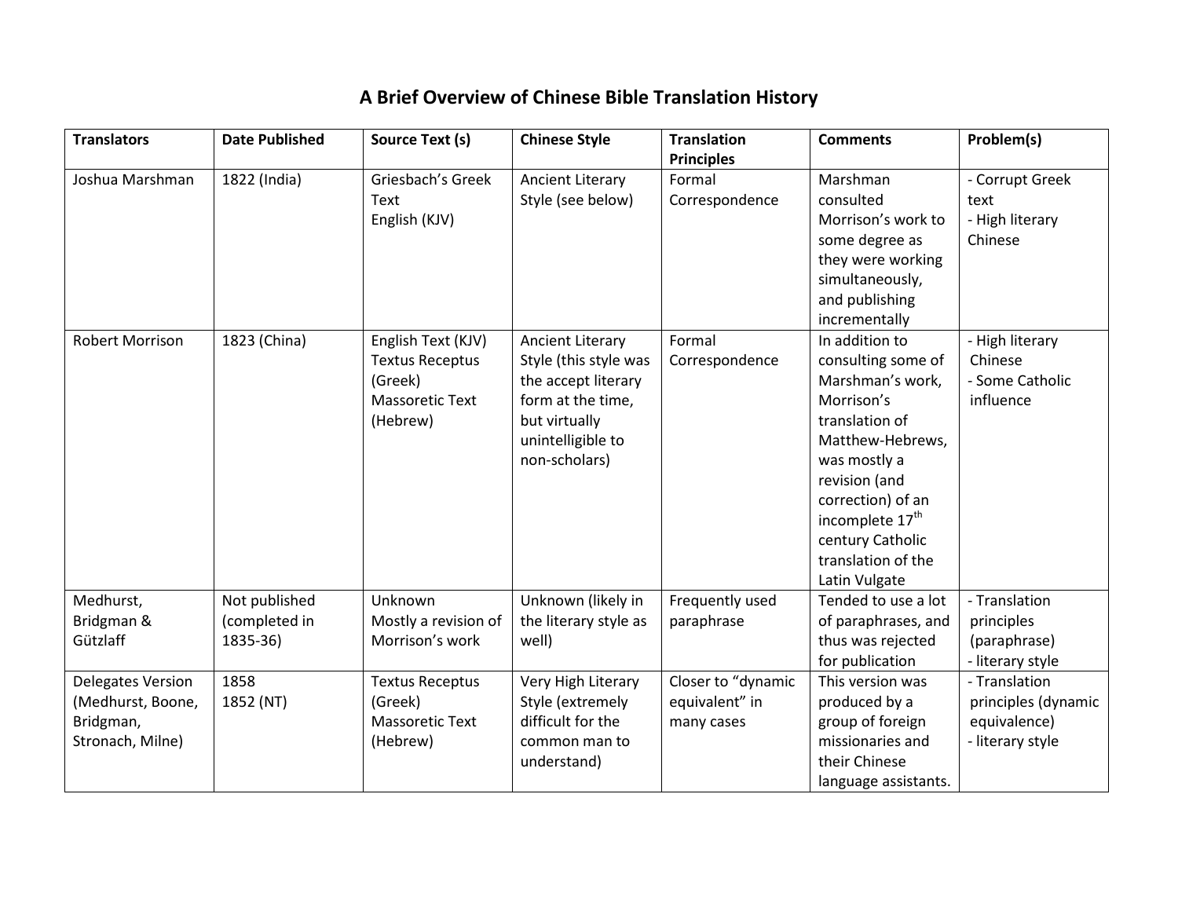# A Brief Overview of Chinese Bible Translation History

| Translators | Date Published | Source Text (s) | Chinese Style | Translation Principles | Comments | Problem(s) |
|---|---|---|---|---|---|---|
| Joshua Marshman | 1822 (India) | Griesbach's Greek Text<br>English (KJV) | Ancient Literary Style (see below) | Formal Correspondence | Marshman consulted Morrison's work to some degree as they were working simultaneously, and publishing incrementally | - Corrupt Greek text<br>- High literary Chinese |
| Robert Morrison | 1823 (China) | English Text (KJV)<br>Textus Receptus (Greek)<br>Massoretic Text (Hebrew) | Ancient Literary Style (this style was the accept literary form at the time, but virtually unintelligible to non-scholars) | Formal Correspondence | In addition to consulting some of Marshman's work, Morrison's translation of Matthew-Hebrews, was mostly a revision (and correction) of an incomplete 17th century Catholic translation of the Latin Vulgate | - High literary Chinese<br>- Some Catholic influence |
| Medhurst, Bridgman & Gützlaff | Not published (completed in 1835-36) | Unknown<br>Mostly a revision of Morrison's work | Unknown (likely in the literary style as well) | Frequently used paraphrase | Tended to use a lot of paraphrases, and thus was rejected for publication | - Translation principles (paraphrase)<br>- literary style |
| Delegates Version (Medhurst, Boone, Bridgman, Stronach, Milne) | 1858<br>1852 (NT) | Textus Receptus (Greek)<br>Massoretic Text (Hebrew) | Very High Literary Style (extremely difficult for the common man to understand) | Closer to "dynamic equivalent" in many cases | This version was produced by a group of foreign missionaries and their Chinese language assistants. | - Translation principles (dynamic equivalence)<br>- literary style |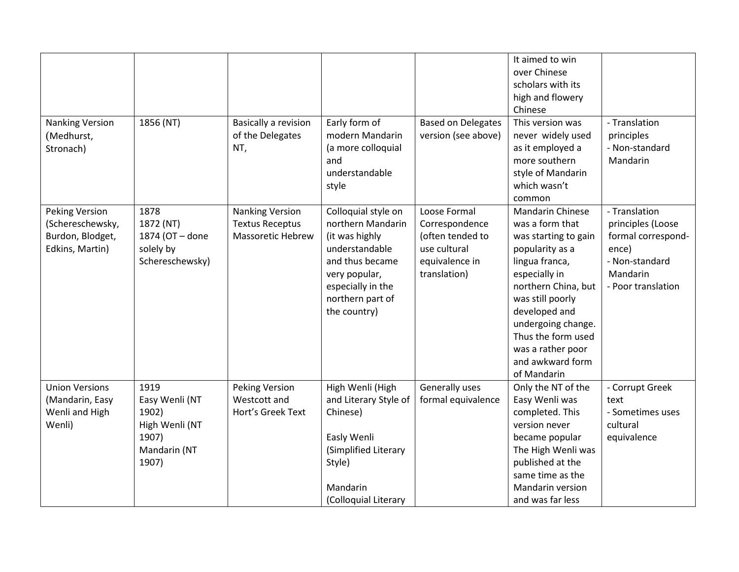| | | | | | | |
|---|---|---|---|---|---|---|
| | | | | | It aimed to win over Chinese scholars with its high and flowery Chinese | |
| Nanking Version (Medhurst, Stronach) | 1856 (NT) | Basically a revision of the Delegates NT, | Early form of modern Mandarin (a more colloquial and understandable style | Based on Delegates version (see above) | This version was never widely used as it employed a more southern style of Mandarin which wasn't common | - Translation principles<br>- Non-standard Mandarin |
| Peking Version (Schereschewsky, Burdon, Blodget, Edkins, Martin) | 1878<br>1872 (NT)<br>1874 (OT – done solely by Schereschewsky) | Nanking Version<br>Textus Receptus<br>Massoretic Hebrew | Colloquial style on northern Mandarin (it was highly understandable and thus became very popular, especially in the northern part of the country) | Loose Formal Correspondence (often tended to use cultural equivalence in translation) | Mandarin Chinese was a form that was starting to gain popularity as a lingua franca, especially in northern China, but was still poorly developed and undergoing change. Thus the form used was a rather poor and awkward form of Mandarin | - Translation principles (Loose formal correspond-ence)<br>- Non-standard Mandarin<br>- Poor translation |
| Union Versions (Mandarin, Easy Wenli and High Wenli) | 1919<br>Easy Wenli (NT 1902)<br>High Wenli (NT 1907)<br>Mandarin (NT 1907) | Peking Version<br>Westcott and Hort's Greek Text | High Wenli (High and Literary Style of Chinese)<br><br>Easly Wenli (Simplified Literary Style)<br><br>Mandarin (Colloquial Literary | Generally uses formal equivalence | Only the NT of the Easy Wenli was completed. This version never became popular The High Wenli was published at the same time as the Mandarin version and was far less | - Corrupt Greek text<br>- Sometimes uses cultural equivalence |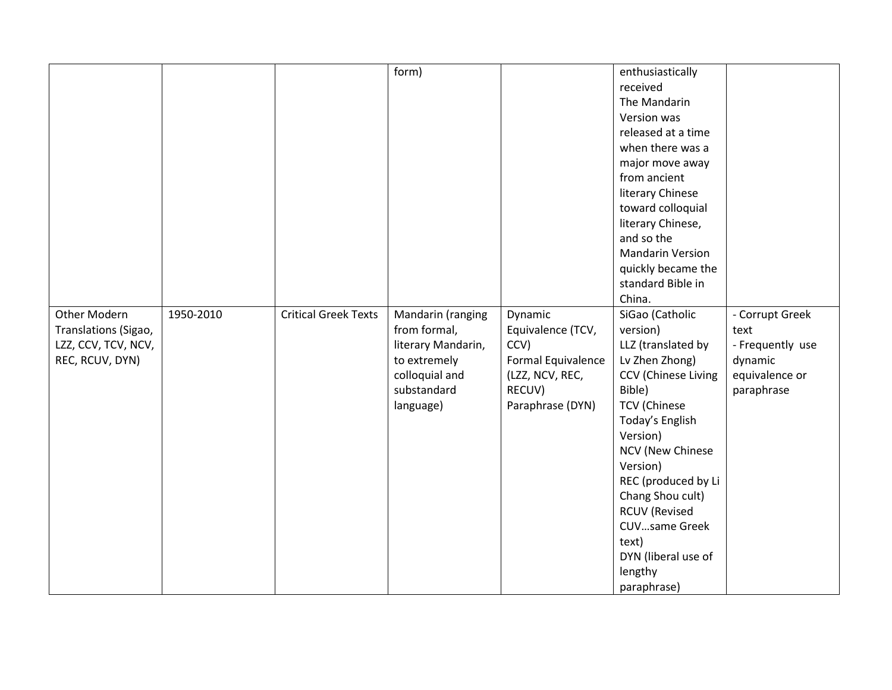| | | | | | | |
|---|---|---|---|---|---|---|
| | | | form) | | enthusiastically received The Mandarin Version was released at a time when there was a major move away from ancient literary Chinese toward colloquial literary Chinese, and so the Mandarin Version quickly became the standard Bible in China. | |
| Other Modern Translations (Sigao, LZZ, CCV, TCV, NCV, REC, RCUV, DYN) | 1950-2010 | Critical Greek Texts | Mandarin (ranging from formal, literary Mandarin, to extremely colloquial and substandard language) | Dynamic Equivalence (TCV, CCV)<br>Formal Equivalence (LZZ, NCV, REC, RECUV)<br>Paraphrase (DYN) | SiGao (Catholic version)<br>LLZ (translated by Lv Zhen Zhong)<br>CCV (Chinese Living Bible)<br>TCV (Chinese Today's English Version)<br>NCV (New Chinese Version)<br>REC (produced by Li Chang Shou cult)<br>RCUV (Revised CUV…same Greek text)<br>DYN (liberal use of lengthy paraphrase) | - Corrupt Greek text<br>- Frequently use dynamic equivalence or paraphrase |